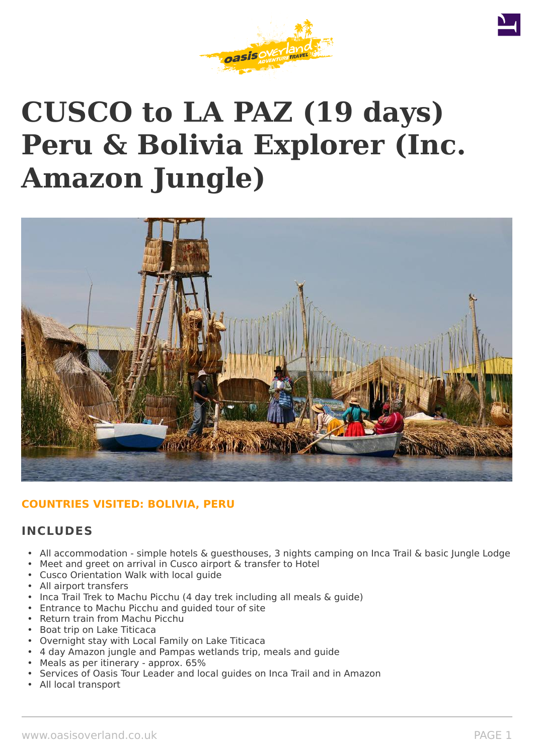# CUSCO to LA PAZ (19 days) Peru & Bolivia Explorer (Inc. Amazon Jungle)

**COUNTRIES VISITED: BOLIVIA, PERU**

## INCLUDES

- All accommodation - simple hotels & guesthouses, 3 nights camping on Inca Trail & basic Jungle Lodge
- Meet and greet on arrival in Cusco airport & transfer to Hotel
- Cusco Orientation Walk with local guide
- All airport transfers
- Inca Trail Trek to Machu Picchu (4 day trek including all meals & guide)
- Entrance to Machu Picchu and guided tour of site
- Return train from Machu Picchu
- Boat trip on Lake Titicaca
- Overnight stay with Local Family on Lake Titicaca
- 4 day Amazon jungle and Pampas wetlands trip, meals and guide
- Meals as per itinerary - approx. 65%
- Services of Oasis Tour Leader and local guides on Inca Trail and in Amazon
- All local transport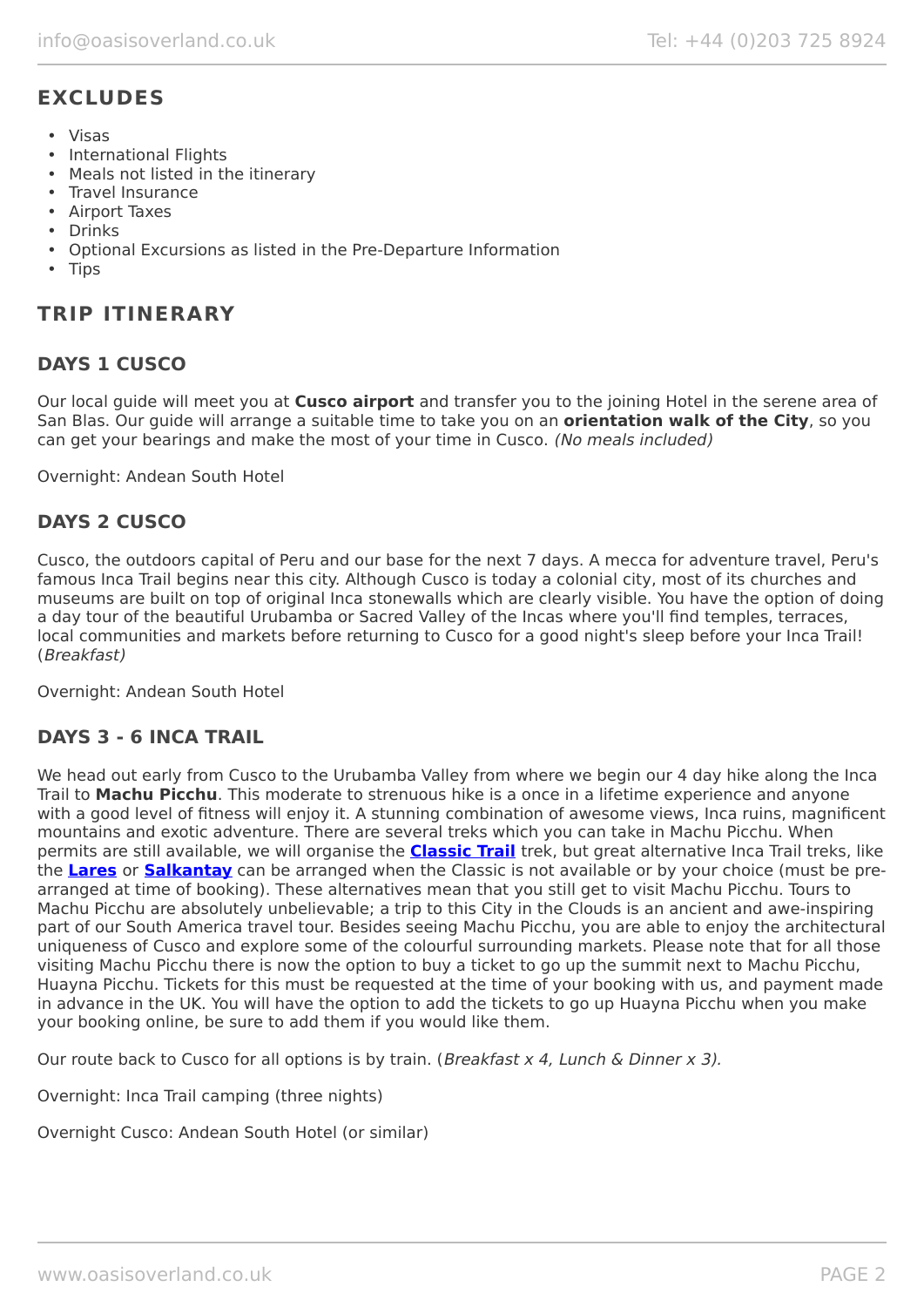## EXCLUDES

- Visas
- International Flights
- Meals not listed in the itinerary
- Travel Insurance
- Airport Taxes
- Drinks
- Optional Excursions as listed in the Pre-Departure Information
- Tips

## TRIP ITINERARY

### DAYS 1 CUSCO

Our local guide will meet you at **Cusco airport** and transfer you to the joining Hotel in the serene area of San Blas. Our guide will arrange a suitable time to take you on an **orientation walk of the City**, so you can get your bearings and make the most of your time in Cusco. *(No meals included)*

Overnight: Andean South Hotel

### DAYS 2 CUSCO

Cusco, the outdoors capital of Peru and our base for the next 7 days. A mecca for adventure travel, Peru's famous Inca Trail begins near this city. Although Cusco is today a colonial city, most of its churches and museums are built on top of original Inca stonewalls which are clearly visible. You have the option of doing a day tour of the beautiful Urubamba or Sacred Valley of the Incas where you'll find temples, terraces, local communities and markets before returning to Cusco for a good night's sleep before your Inca Trail! (*Breakfast)*

Overnight: Andean South Hotel

### DAYS 3 - 6 INCA TRAIL

We head out early from Cusco to the Urubamba Valley from where we begin our 4 day hike along the Inca Trail to **Machu Picchu**. This moderate to strenuous hike is a once in a lifetime experience and anyone with a good level of fitness will enjoy it. A stunning combination of awesome views, Inca ruins, magnificent mountains and exotic adventure. There are several treks which you can take in Machu Picchu. When permits are still available, we will organise the **Classic Trail** trek, but great alternative Inca Trail treks, like the **Lares** or **Salkantay** can be arranged when the Classic is not available or by your choice (must be pre-arranged at time of booking). These alternatives mean that you still get to visit Machu Picchu. Tours to Machu Picchu are absolutely unbelievable; a trip to this City in the Clouds is an ancient and awe-inspiring part of our South America travel tour. Besides seeing Machu Picchu, you are able to enjoy the architectural uniqueness of Cusco and explore some of the colourful surrounding markets. Please note that for all those visiting Machu Picchu there is now the option to buy a ticket to go up the summit next to Machu Picchu, Huayna Picchu. Tickets for this must be requested at the time of your booking with us, and payment made in advance in the UK. You will have the option to add the tickets to go up Huayna Picchu when you make your booking online, be sure to add them if you would like them.

Our route back to Cusco for all options is by train. (*Breakfast x 4, Lunch & Dinner x 3).*

Overnight: Inca Trail camping (three nights)

Overnight Cusco: Andean South Hotel (or similar)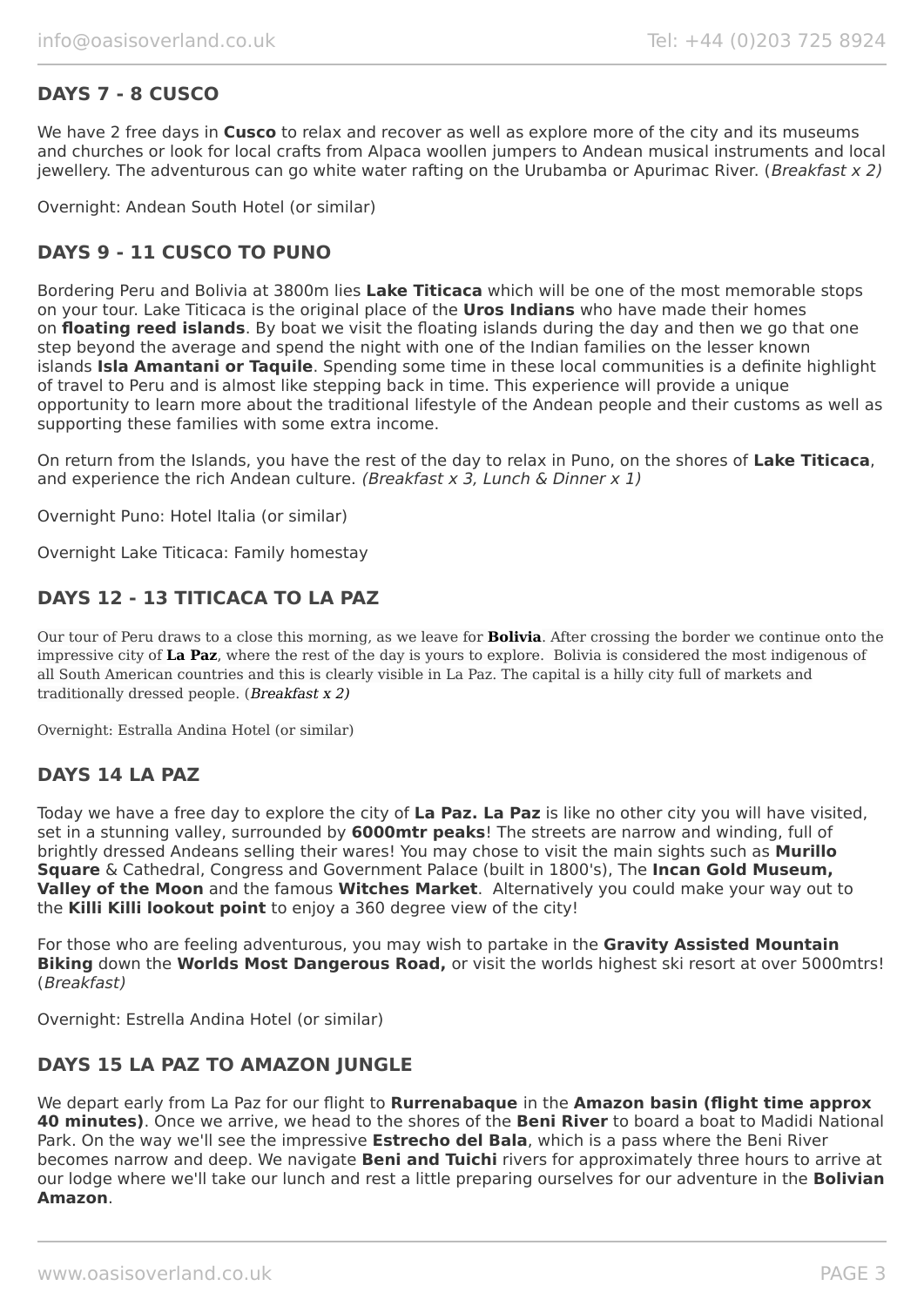## DAYS 7 - 8 CUSCO

We have 2 free days in **Cusco** to relax and recover as well as explore more of the city and its museums and churches or look for local crafts from Alpaca woollen jumpers to Andean musical instruments and local jewellery. The adventurous can go white water rafting on the Urubamba or Apurimac River. (*Breakfast x 2)*

Overnight: Andean South Hotel (or similar)

## DAYS 9 - 11 CUSCO TO PUNO

Bordering Peru and Bolivia at 3800m lies **Lake Titicaca** which will be one of the most memorable stops on your tour. Lake Titicaca is the original place of the **Uros Indians** who have made their homes on **floating reed islands**. By boat we visit the floating islands during the day and then we go that one step beyond the average and spend the night with one of the Indian families on the lesser known islands **Isla Amantani or Taquile**. Spending some time in these local communities is a definite highlight of travel to Peru and is almost like stepping back in time. This experience will provide a unique opportunity to learn more about the traditional lifestyle of the Andean people and their customs as well as supporting these families with some extra income.

On return from the Islands, you have the rest of the day to relax in Puno, on the shores of **Lake Titicaca**, and experience the rich Andean culture. *(Breakfast x 3, Lunch & Dinner x 1)*

Overnight Puno: Hotel Italia (or similar)

Overnight Lake Titicaca: Family homestay

## DAYS 12 - 13 TITICACA TO LA PAZ

Our tour of Peru draws to a close this morning, as we leave for **Bolivia**. After crossing the border we continue onto the impressive city of **La Paz**, where the rest of the day is yours to explore. Bolivia is considered the most indigenous of all South American countries and this is clearly visible in La Paz. The capital is a hilly city full of markets and traditionally dressed people. (*Breakfast x 2)*

Overnight: Estralla Andina Hotel (or similar)

## DAYS 14 LA PAZ

Today we have a free day to explore the city of **La Paz. La Paz** is like no other city you will have visited, set in a stunning valley, surrounded by **6000mtr peaks**! The streets are narrow and winding, full of brightly dressed Andeans selling their wares! You may chose to visit the main sights such as **Murillo Square** & Cathedral, Congress and Government Palace (built in 1800's), The **Incan Gold Museum, Valley of the Moon** and the famous **Witches Market**. Alternatively you could make your way out to the **Killi Killi lookout point** to enjoy a 360 degree view of the city!

For those who are feeling adventurous, you may wish to partake in the **Gravity Assisted Mountain Biking** down the **Worlds Most Dangerous Road,** or visit the worlds highest ski resort at over 5000mtrs! (*Breakfast)*

Overnight: Estrella Andina Hotel (or similar)

## DAYS 15 LA PAZ TO AMAZON JUNGLE

We depart early from La Paz for our flight to **Rurrenabaque** in the **Amazon basin (flight time approx 40 minutes)**. Once we arrive, we head to the shores of the **Beni River** to board a boat to Madidi National Park. On the way we'll see the impressive **Estrecho del Bala**, which is a pass where the Beni River becomes narrow and deep. We navigate **Beni and Tuichi** rivers for approximately three hours to arrive at our lodge where we'll take our lunch and rest a little preparing ourselves for our adventure in the **Bolivian Amazon**.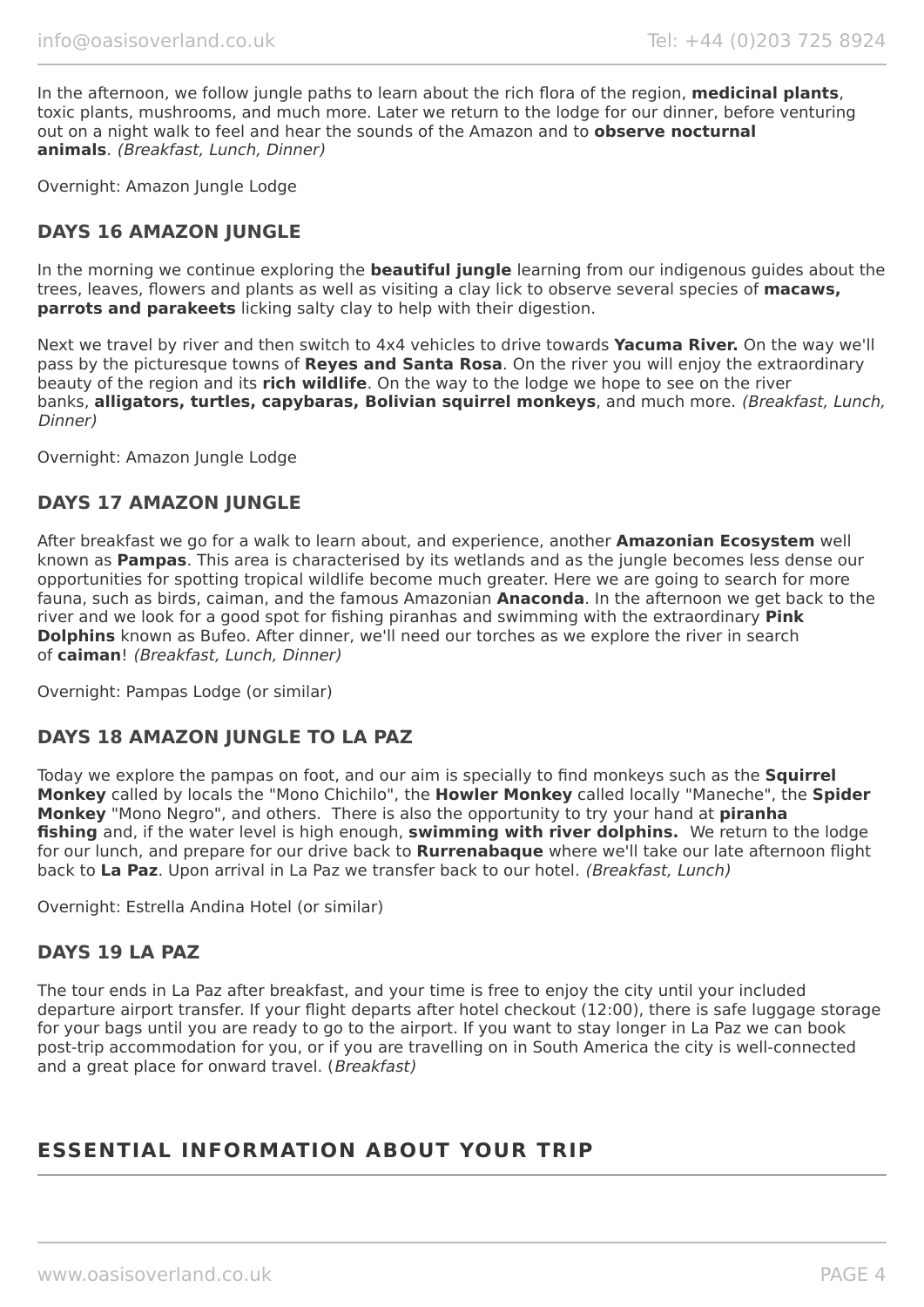In the afternoon, we follow jungle paths to learn about the rich flora of the region, **medicinal plants**, toxic plants, mushrooms, and much more. Later we return to the lodge for our dinner, before venturing out on a night walk to feel and hear the sounds of the Amazon and to **observe nocturnal animals**. *(Breakfast, Lunch, Dinner)*

Overnight: Amazon Jungle Lodge

### DAYS 16 AMAZON JUNGLE

In the morning we continue exploring the **beautiful jungle** learning from our indigenous guides about the trees, leaves, flowers and plants as well as visiting a clay lick to observe several species of **macaws, parrots and parakeets** licking salty clay to help with their digestion.

Next we travel by river and then switch to 4x4 vehicles to drive towards **Yacuma River.** On the way we'll pass by the picturesque towns of **Reyes and Santa Rosa**. On the river you will enjoy the extraordinary beauty of the region and its **rich wildlife**. On the way to the lodge we hope to see on the river banks, **alligators, turtles, capybaras, Bolivian squirrel monkeys**, and much more. *(Breakfast, Lunch, Dinner)*

Overnight: Amazon Jungle Lodge

### DAYS 17 AMAZON JUNGLE

After breakfast we go for a walk to learn about, and experience, another **Amazonian Ecosystem** well known as **Pampas**. This area is characterised by its wetlands and as the jungle becomes less dense our opportunities for spotting tropical wildlife become much greater. Here we are going to search for more fauna, such as birds, caiman, and the famous Amazonian **Anaconda**. In the afternoon we get back to the river and we look for a good spot for fishing piranhas and swimming with the extraordinary **Pink Dolphins** known as Bufeo. After dinner, we'll need our torches as we explore the river in search of **caiman**! *(Breakfast, Lunch, Dinner)*

Overnight: Pampas Lodge (or similar)

### DAYS 18 AMAZON JUNGLE TO LA PAZ

Today we explore the pampas on foot, and our aim is specially to find monkeys such as the **Squirrel Monkey** called by locals the "Mono Chichilo", the **Howler Monkey** called locally "Maneche", the **Spider Monkey** "Mono Negro", and others. There is also the opportunity to try your hand at **piranha fishing** and, if the water level is high enough, **swimming with river dolphins.** We return to the lodge for our lunch, and prepare for our drive back to **Rurrenabaque** where we'll take our late afternoon flight back to **La Paz**. Upon arrival in La Paz we transfer back to our hotel. *(Breakfast, Lunch)*

Overnight: Estrella Andina Hotel (or similar)

### DAYS 19 LA PAZ

The tour ends in La Paz after breakfast, and your time is free to enjoy the city until your included departure airport transfer. If your flight departs after hotel checkout (12:00), there is safe luggage storage for your bags until you are ready to go to the airport. If you want to stay longer in La Paz we can book post-trip accommodation for you, or if you are travelling on in South America the city is well-connected and a great place for onward travel. (*Breakfast)*

## ESSENTIAL INFORMATION ABOUT YOUR TRIP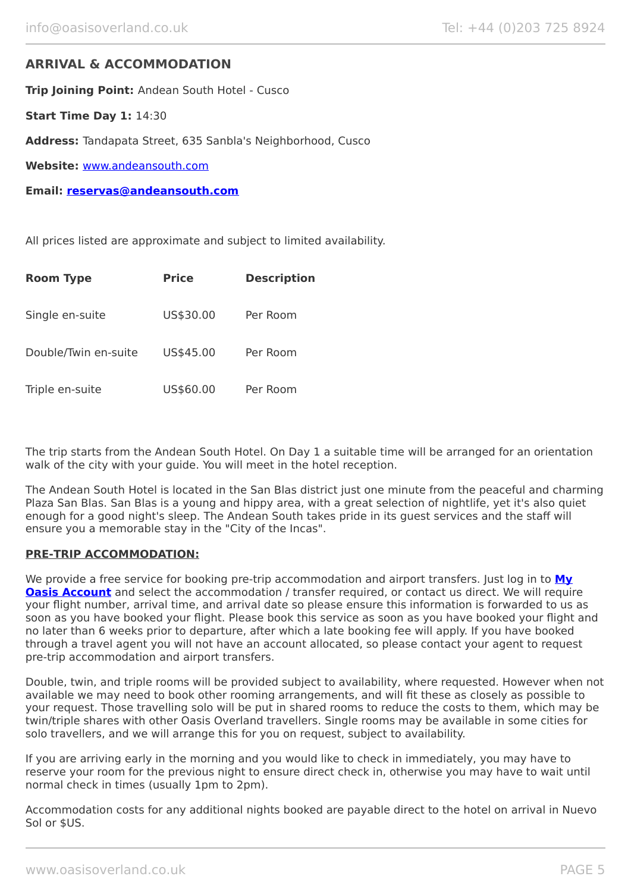## ARRIVAL & ACCOMMODATION

**Trip Joining Point:** Andean South Hotel - Cusco

**Start Time Day 1:** 14:30

**Address:** Tandapata Street, 635 Sanbla's Neighborhood, Cusco

**Website:** [www.andeansouth.com](http://www.andeansouth.com)

**Email: [reservas@andeansouth.com](mailto:reservas@andeansouth.com)**

All prices listed are approximate and subject to limited availability.

| Room Type | Price | Description |
|---|---|---|
| Single en-suite | US$30.00 | Per Room |
| Double/Twin en-suite | US$45.00 | Per Room |
| Triple en-suite | US$60.00 | Per Room |

The trip starts from the Andean South Hotel. On Day 1 a suitable time will be arranged for an orientation walk of the city with your guide. You will meet in the hotel reception.

The Andean South Hotel is located in the San Blas district just one minute from the peaceful and charming Plaza San Blas. San Blas is a young and hippy area, with a great selection of nightlife, yet it's also quiet enough for a good night's sleep. The Andean South takes pride in its guest services and the staff will ensure you a memorable stay in the "City of the Incas".

**PRE-TRIP ACCOMMODATION:**

We provide a free service for booking pre-trip accommodation and airport transfers. Just log in to **[My Oasis Account](#)** and select the accommodation / transfer required, or contact us direct. We will require your flight number, arrival time, and arrival date so please ensure this information is forwarded to us as soon as you have booked your flight. Please book this service as soon as you have booked your flight and no later than 6 weeks prior to departure, after which a late booking fee will apply. If you have booked through a travel agent you will not have an account allocated, so please contact your agent to request pre-trip accommodation and airport transfers.

Double, twin, and triple rooms will be provided subject to availability, where requested. However when not available we may need to book other rooming arrangements, and will fit these as closely as possible to your request. Those travelling solo will be put in shared rooms to reduce the costs to them, which may be twin/triple shares with other Oasis Overland travellers. Single rooms may be available in some cities for solo travellers, and we will arrange this for you on request, subject to availability.

If you are arriving early in the morning and you would like to check in immediately, you may have to reserve your room for the previous night to ensure direct check in, otherwise you may have to wait until normal check in times (usually 1pm to 2pm).

Accommodation costs for any additional nights booked are payable direct to the hotel on arrival in Nuevo Sol or $US.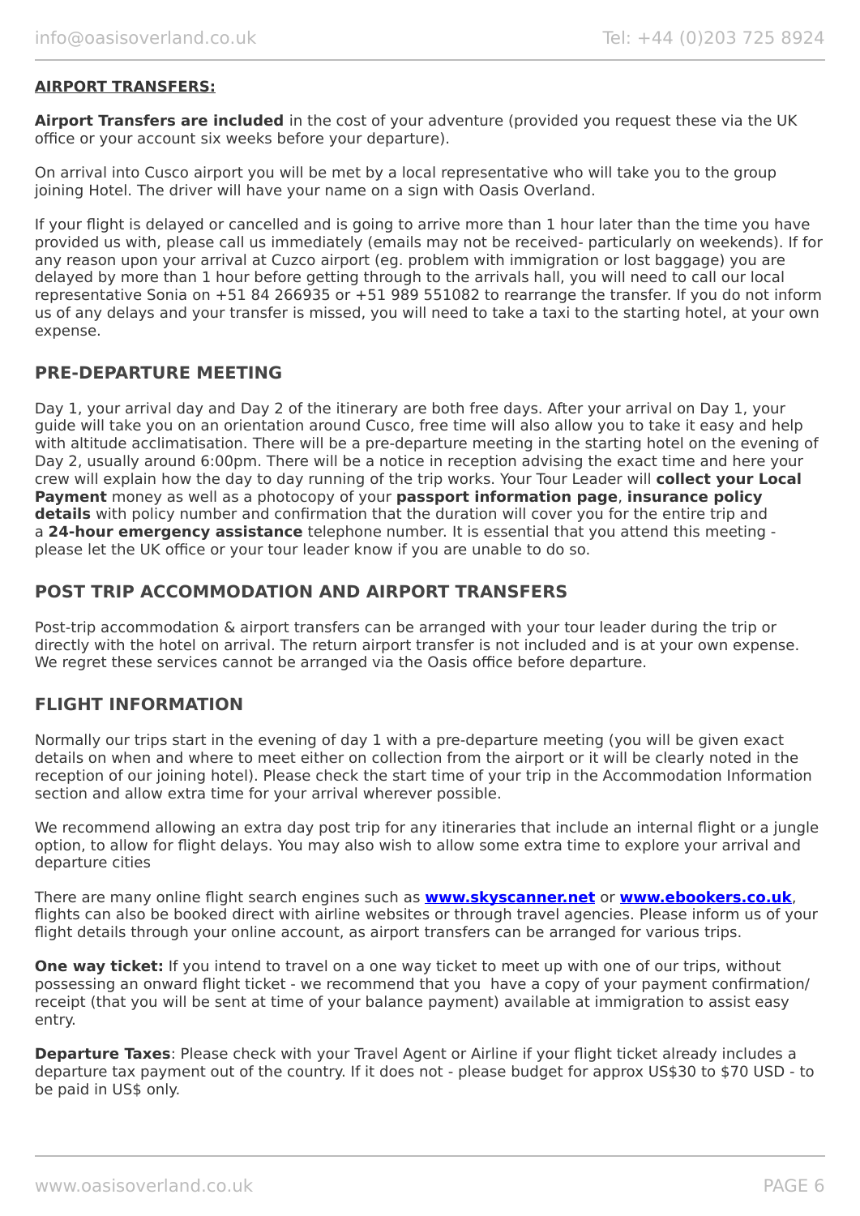**AIRPORT TRANSFERS:**

**Airport Transfers are included** in the cost of your adventure (provided you request these via the UK office or your account six weeks before your departure).

On arrival into Cusco airport you will be met by a local representative who will take you to the group joining Hotel. The driver will have your name on a sign with Oasis Overland.

If your flight is delayed or cancelled and is going to arrive more than 1 hour later than the time you have provided us with, please call us immediately (emails may not be received- particularly on weekends). If for any reason upon your arrival at Cuzco airport (eg. problem with immigration or lost baggage) you are delayed by more than 1 hour before getting through to the arrivals hall, you will need to call our local representative Sonia on +51 84 266935 or +51 989 551082 to rearrange the transfer. If you do not inform us of any delays and your transfer is missed, you will need to take a taxi to the starting hotel, at your own expense.

## PRE-DEPARTURE MEETING

Day 1, your arrival day and Day 2 of the itinerary are both free days. After your arrival on Day 1, your guide will take you on an orientation around Cusco, free time will also allow you to take it easy and help with altitude acclimatisation. There will be a pre-departure meeting in the starting hotel on the evening of Day 2, usually around 6:00pm. There will be a notice in reception advising the exact time and here your crew will explain how the day to day running of the trip works. Your Tour Leader will **collect your Local Payment** money as well as a photocopy of your **passport information page**, **insurance policy details** with policy number and confirmation that the duration will cover you for the entire trip and a **24-hour emergency assistance** telephone number. It is essential that you attend this meeting - please let the UK office or your tour leader know if you are unable to do so.

## POST TRIP ACCOMMODATION AND AIRPORT TRANSFERS

Post-trip accommodation & airport transfers can be arranged with your tour leader during the trip or directly with the hotel on arrival. The return airport transfer is not included and is at your own expense. We regret these services cannot be arranged via the Oasis office before departure.

## FLIGHT INFORMATION

Normally our trips start in the evening of day 1 with a pre-departure meeting (you will be given exact details on when and where to meet either on collection from the airport or it will be clearly noted in the reception of our joining hotel). Please check the start time of your trip in the Accommodation Information section and allow extra time for your arrival wherever possible.

We recommend allowing an extra day post trip for any itineraries that include an internal flight or a jungle option, to allow for flight delays. You may also wish to allow some extra time to explore your arrival and departure cities

There are many online flight search engines such as **www.skyscanner.net** or **www.ebookers.co.uk**, flights can also be booked direct with airline websites or through travel agencies. Please inform us of your flight details through your online account, as airport transfers can be arranged for various trips.

**One way ticket:** If you intend to travel on a one way ticket to meet up with one of our trips, without possessing an onward flight ticket - we recommend that you have a copy of your payment confirmation/ receipt (that you will be sent at time of your balance payment) available at immigration to assist easy entry.

**Departure Taxes**: Please check with your Travel Agent or Airline if your flight ticket already includes a departure tax payment out of the country. If it does not - please budget for approx US$30 to $70 USD - to be paid in US$ only.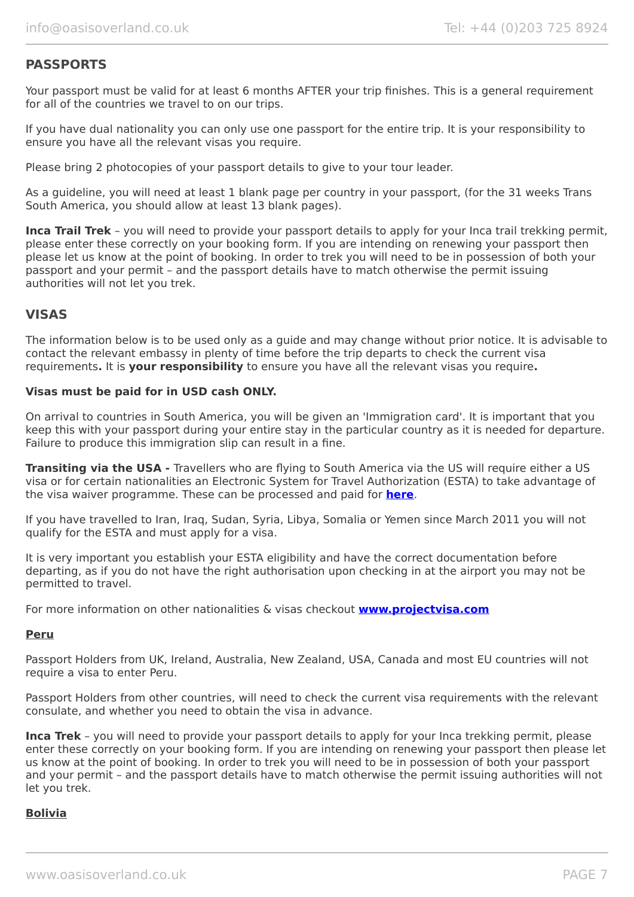## PASSPORTS

Your passport must be valid for at least 6 months AFTER your trip finishes. This is a general requirement for all of the countries we travel to on our trips.

If you have dual nationality you can only use one passport for the entire trip. It is your responsibility to ensure you have all the relevant visas you require.

Please bring 2 photocopies of your passport details to give to your tour leader.

As a guideline, you will need at least 1 blank page per country in your passport, (for the 31 weeks Trans South America, you should allow at least 13 blank pages).

**Inca Trail Trek** – you will need to provide your passport details to apply for your Inca trail trekking permit, please enter these correctly on your booking form. If you are intending on renewing your passport then please let us know at the point of booking. In order to trek you will need to be in possession of both your passport and your permit – and the passport details have to match otherwise the permit issuing authorities will not let you trek.

## VISAS

The information below is to be used only as a guide and may change without prior notice. It is advisable to contact the relevant embassy in plenty of time before the trip departs to check the current visa requirements**.** It is **your responsibility** to ensure you have all the relevant visas you require**.**

**Visas must be paid for in USD cash ONLY.**

On arrival to countries in South America, you will be given an 'Immigration card'. It is important that you keep this with your passport during your entire stay in the particular country as it is needed for departure. Failure to produce this immigration slip can result in a fine.

**Transiting via the USA -** Travellers who are flying to South America via the US will require either a US visa or for certain nationalities an Electronic System for Travel Authorization (ESTA) to take advantage of the visa waiver programme. These can be processed and paid for **here**.

If you have travelled to Iran, Iraq, Sudan, Syria, Libya, Somalia or Yemen since March 2011 you will not qualify for the ESTA and must apply for a visa.

It is very important you establish your ESTA eligibility and have the correct documentation before departing, as if you do not have the right authorisation upon checking in at the airport you may not be permitted to travel.

For more information on other nationalities & visas checkout **www.projectvisa.com**

**Peru**

Passport Holders from UK, Ireland, Australia, New Zealand, USA, Canada and most EU countries will not require a visa to enter Peru.

Passport Holders from other countries, will need to check the current visa requirements with the relevant consulate, and whether you need to obtain the visa in advance.

**Inca Trek** – you will need to provide your passport details to apply for your Inca trekking permit, please enter these correctly on your booking form. If you are intending on renewing your passport then please let us know at the point of booking. In order to trek you will need to be in possession of both your passport and your permit – and the passport details have to match otherwise the permit issuing authorities will not let you trek.

**Bolivia**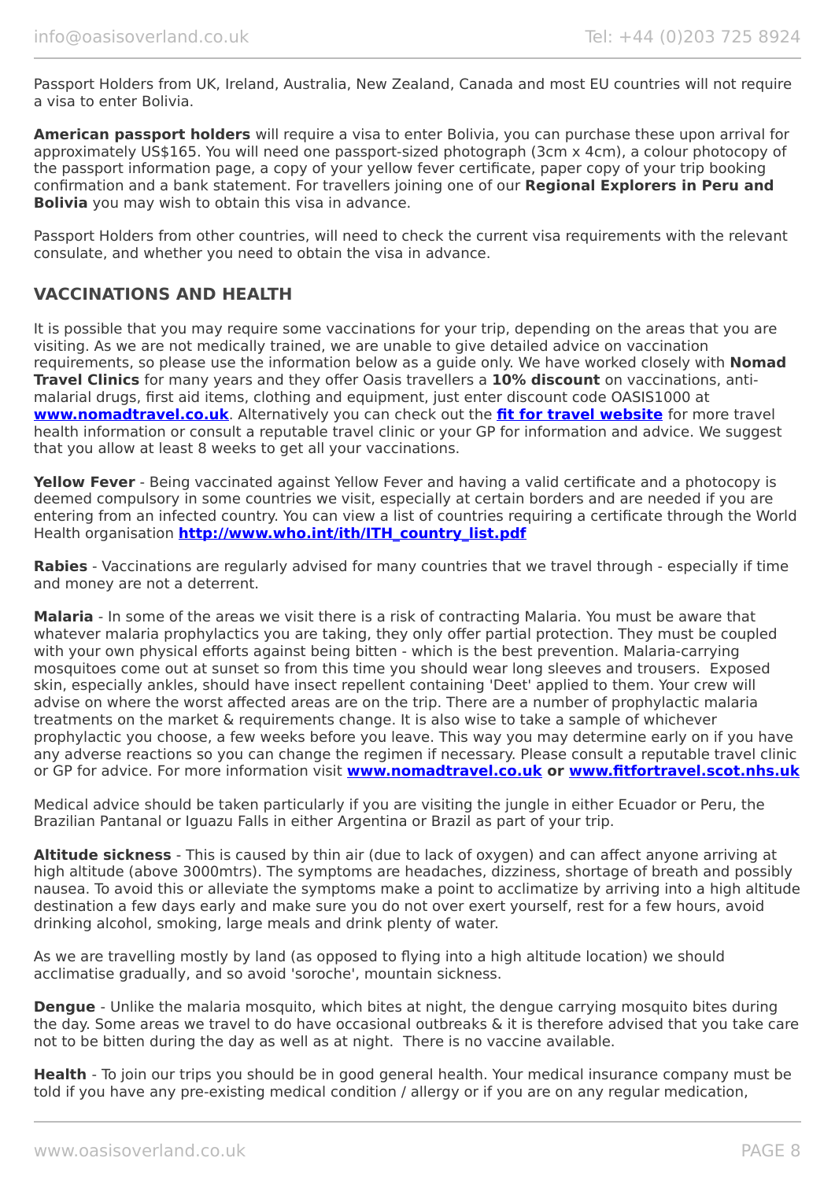Passport Holders from UK, Ireland, Australia, New Zealand, Canada and most EU countries will not require a visa to enter Bolivia.

**American passport holders** will require a visa to enter Bolivia, you can purchase these upon arrival for approximately US$165. You will need one passport-sized photograph (3cm x 4cm), a colour photocopy of the passport information page, a copy of your yellow fever certificate, paper copy of your trip booking confirmation and a bank statement. For travellers joining one of our **Regional Explorers in Peru and Bolivia** you may wish to obtain this visa in advance.

Passport Holders from other countries, will need to check the current visa requirements with the relevant consulate, and whether you need to obtain the visa in advance.

## VACCINATIONS AND HEALTH

It is possible that you may require some vaccinations for your trip, depending on the areas that you are visiting. As we are not medically trained, we are unable to give detailed advice on vaccination requirements, so please use the information below as a guide only. We have worked closely with **Nomad Travel Clinics** for many years and they offer Oasis travellers a **10% discount** on vaccinations, anti-malarial drugs, first aid items, clothing and equipment, just enter discount code OASIS1000 at **[www.nomadtravel.co.uk](www.nomadtravel.co.uk)**. Alternatively you can check out the **[fit for travel website](www.fitfortravel.scot.nhs.uk)** for more travel health information or consult a reputable travel clinic or your GP for information and advice. We suggest that you allow at least 8 weeks to get all your vaccinations.

**Yellow Fever** - Being vaccinated against Yellow Fever and having a valid certificate and a photocopy is deemed compulsory in some countries we visit, especially at certain borders and are needed if you are entering from an infected country. You can view a list of countries requiring a certificate through the World Health organisation **[http://www.who.int/ith/ITH_country_list.pdf](http://www.who.int/ith/ITH_country_list.pdf)**

**Rabies** - Vaccinations are regularly advised for many countries that we travel through - especially if time and money are not a deterrent.

**Malaria** - In some of the areas we visit there is a risk of contracting Malaria. You must be aware that whatever malaria prophylactics you are taking, they only offer partial protection. They must be coupled with your own physical efforts against being bitten - which is the best prevention. Malaria-carrying mosquitoes come out at sunset so from this time you should wear long sleeves and trousers. Exposed skin, especially ankles, should have insect repellent containing 'Deet' applied to them. Your crew will advise on where the worst affected areas are on the trip. There are a number of prophylactic malaria treatments on the market & requirements change. It is also wise to take a sample of whichever prophylactic you choose, a few weeks before you leave. This way you may determine early on if you have any adverse reactions so you can change the regimen if necessary. Please consult a reputable travel clinic or GP for advice. For more information visit **[www.nomadtravel.co.uk](www.nomadtravel.co.uk) or [www.fitfortravel.scot.nhs.uk](www.fitfortravel.scot.nhs.uk)**

Medical advice should be taken particularly if you are visiting the jungle in either Ecuador or Peru, the Brazilian Pantanal or Iguazu Falls in either Argentina or Brazil as part of your trip.

**Altitude sickness** - This is caused by thin air (due to lack of oxygen) and can affect anyone arriving at high altitude (above 3000mtrs). The symptoms are headaches, dizziness, shortage of breath and possibly nausea. To avoid this or alleviate the symptoms make a point to acclimatize by arriving into a high altitude destination a few days early and make sure you do not over exert yourself, rest for a few hours, avoid drinking alcohol, smoking, large meals and drink plenty of water.

As we are travelling mostly by land (as opposed to flying into a high altitude location) we should acclimatise gradually, and so avoid 'soroche', mountain sickness.

**Dengue** - Unlike the malaria mosquito, which bites at night, the dengue carrying mosquito bites during the day. Some areas we travel to do have occasional outbreaks & it is therefore advised that you take care not to be bitten during the day as well as at night. There is no vaccine available.

**Health** - To join our trips you should be in good general health. Your medical insurance company must be told if you have any pre-existing medical condition / allergy or if you are on any regular medication,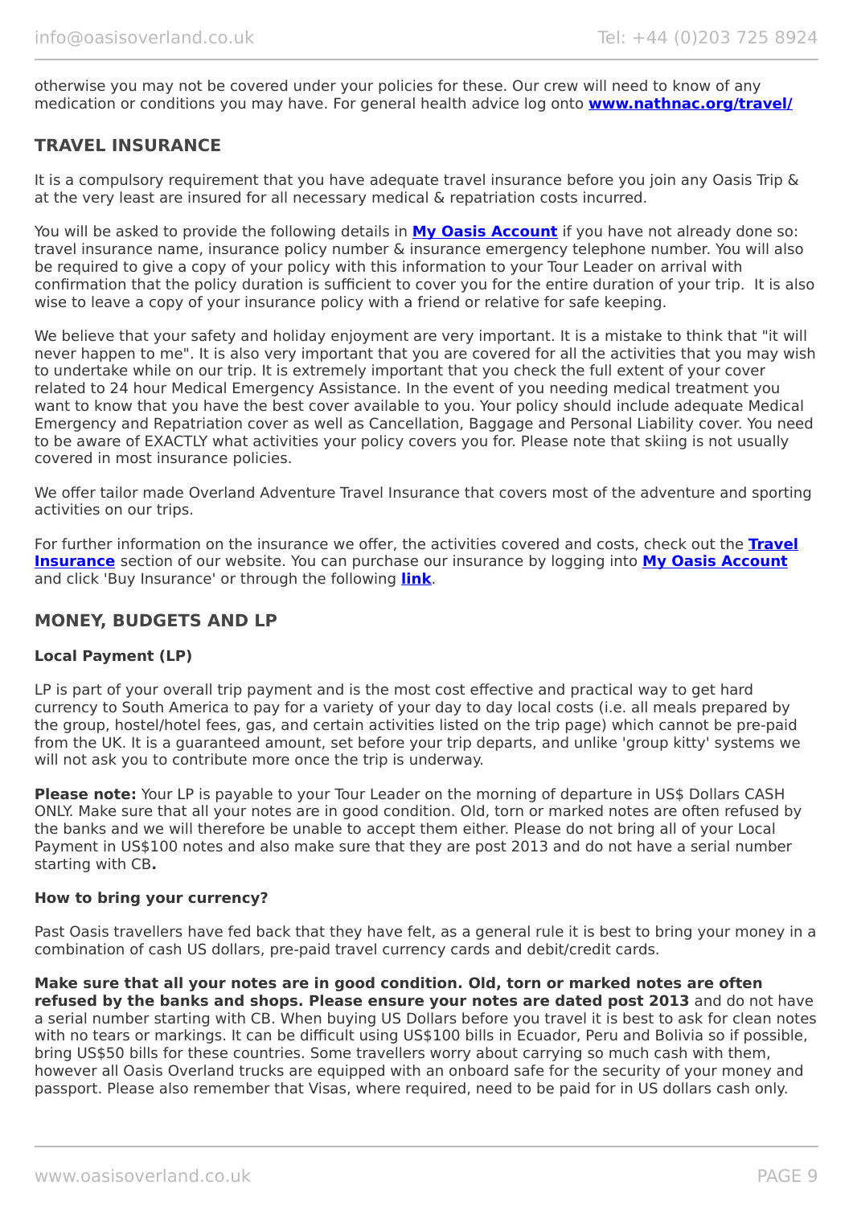otherwise you may not be covered under your policies for these. Our crew will need to know of any medication or conditions you may have. For general health advice log onto **[www.nathnac.org/travel/](www.nathnac.org/travel/)**

## TRAVEL INSURANCE

It is a compulsory requirement that you have adequate travel insurance before you join any Oasis Trip & at the very least are insured for all necessary medical & repatriation costs incurred.

You will be asked to provide the following details in **My Oasis Account** if you have not already done so: travel insurance name, insurance policy number & insurance emergency telephone number. You will also be required to give a copy of your policy with this information to your Tour Leader on arrival with confirmation that the policy duration is sufficient to cover you for the entire duration of your trip. It is also wise to leave a copy of your insurance policy with a friend or relative for safe keeping.

We believe that your safety and holiday enjoyment are very important. It is a mistake to think that "it will never happen to me". It is also very important that you are covered for all the activities that you may wish to undertake while on our trip. It is extremely important that you check the full extent of your cover related to 24 hour Medical Emergency Assistance. In the event of you needing medical treatment you want to know that you have the best cover available to you. Your policy should include adequate Medical Emergency and Repatriation cover as well as Cancellation, Baggage and Personal Liability cover. You need to be aware of EXACTLY what activities your policy covers you for. Please note that skiing is not usually covered in most insurance policies.

We offer tailor made Overland Adventure Travel Insurance that covers most of the adventure and sporting activities on our trips.

For further information on the insurance we offer, the activities covered and costs, check out the **Travel Insurance** section of our website. You can purchase our insurance by logging into **My Oasis Account** and click 'Buy Insurance' or through the following **link**.

## MONEY, BUDGETS AND LP

### Local Payment (LP)

LP is part of your overall trip payment and is the most cost effective and practical way to get hard currency to South America to pay for a variety of your day to day local costs (i.e. all meals prepared by the group, hostel/hotel fees, gas, and certain activities listed on the trip page) which cannot be pre-paid from the UK. It is a guaranteed amount, set before your trip departs, and unlike 'group kitty' systems we will not ask you to contribute more once the trip is underway.

**Please note:** Your LP is payable to your Tour Leader on the morning of departure in US$ Dollars CASH ONLY. Make sure that all your notes are in good condition. Old, torn or marked notes are often refused by the banks and we will therefore be unable to accept them either. Please do not bring all of your Local Payment in US$100 notes and also make sure that they are post 2013 and do not have a serial number starting with CB**.**

### How to bring your currency?

Past Oasis travellers have fed back that they have felt, as a general rule it is best to bring your money in a combination of cash US dollars, pre-paid travel currency cards and debit/credit cards.

**Make sure that all your notes are in good condition. Old, torn or marked notes are often refused by the banks and shops. Please ensure your notes are dated post 2013** and do not have a serial number starting with CB. When buying US Dollars before you travel it is best to ask for clean notes with no tears or markings. It can be difficult using US$100 bills in Ecuador, Peru and Bolivia so if possible, bring US$50 bills for these countries. Some travellers worry about carrying so much cash with them, however all Oasis Overland trucks are equipped with an onboard safe for the security of your money and passport. Please also remember that Visas, where required, need to be paid for in US dollars cash only.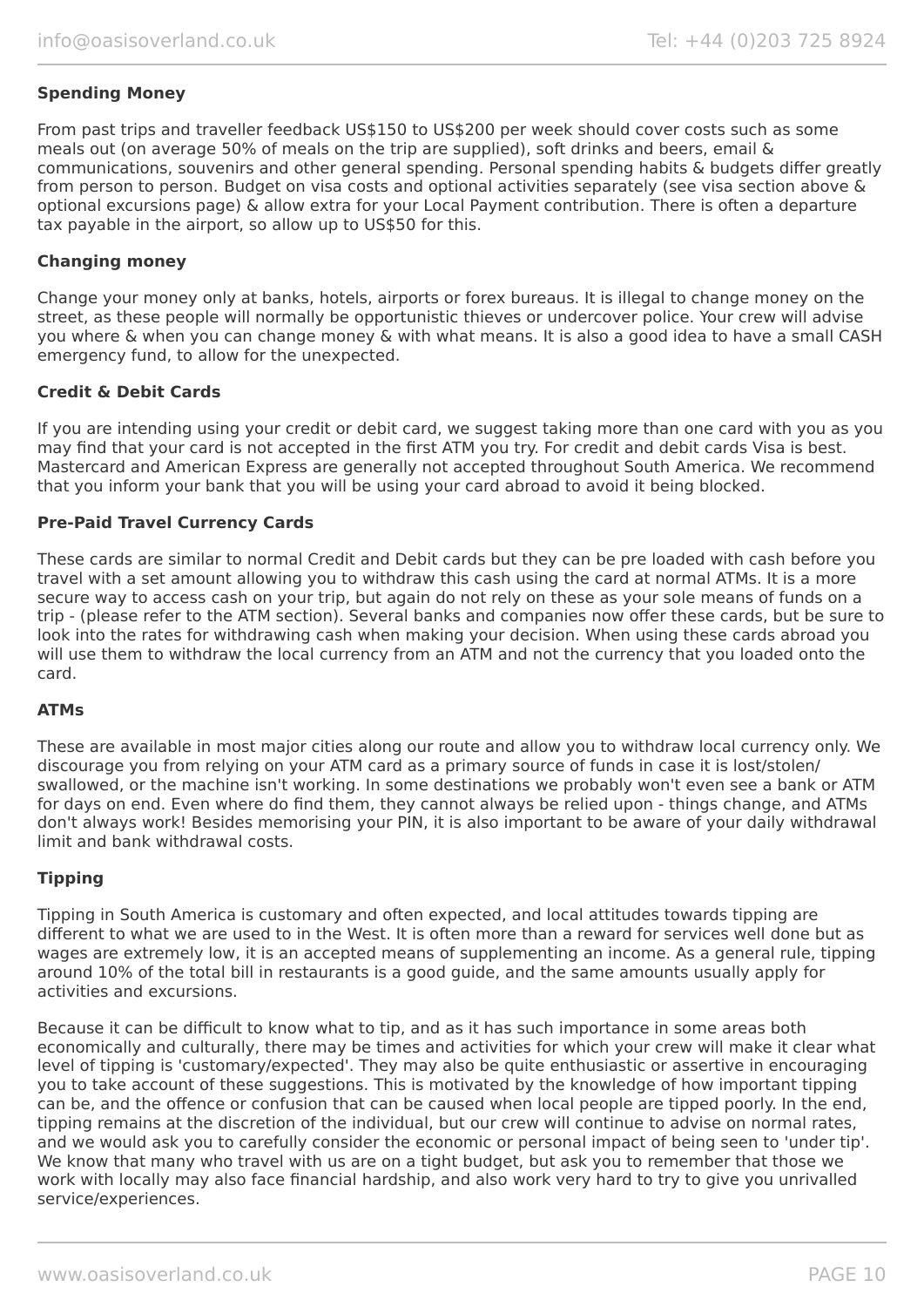**Spending Money**

From past trips and traveller feedback US$150 to US$200 per week should cover costs such as some meals out (on average 50% of meals on the trip are supplied), soft drinks and beers, email & communications, souvenirs and other general spending. Personal spending habits & budgets differ greatly from person to person. Budget on visa costs and optional activities separately (see visa section above & optional excursions page) & allow extra for your Local Payment contribution. There is often a departure tax payable in the airport, so allow up to US$50 for this.

**Changing money**

Change your money only at banks, hotels, airports or forex bureaus. It is illegal to change money on the street, as these people will normally be opportunistic thieves or undercover police. Your crew will advise you where & when you can change money & with what means. It is also a good idea to have a small CASH emergency fund, to allow for the unexpected.

**Credit & Debit Cards**

If you are intending using your credit or debit card, we suggest taking more than one card with you as you may find that your card is not accepted in the first ATM you try. For credit and debit cards Visa is best. Mastercard and American Express are generally not accepted throughout South America. We recommend that you inform your bank that you will be using your card abroad to avoid it being blocked.

**Pre-Paid Travel Currency Cards**

These cards are similar to normal Credit and Debit cards but they can be pre loaded with cash before you travel with a set amount allowing you to withdraw this cash using the card at normal ATMs. It is a more secure way to access cash on your trip, but again do not rely on these as your sole means of funds on a trip - (please refer to the ATM section). Several banks and companies now offer these cards, but be sure to look into the rates for withdrawing cash when making your decision. When using these cards abroad you will use them to withdraw the local currency from an ATM and not the currency that you loaded onto the card.

**ATMs**

These are available in most major cities along our route and allow you to withdraw local currency only. We discourage you from relying on your ATM card as a primary source of funds in case it is lost/stolen/ swallowed, or the machine isn't working. In some destinations we probably won't even see a bank or ATM for days on end. Even where do find them, they cannot always be relied upon - things change, and ATMs don't always work! Besides memorising your PIN, it is also important to be aware of your daily withdrawal limit and bank withdrawal costs.

**Tipping**

Tipping in South America is customary and often expected, and local attitudes towards tipping are different to what we are used to in the West. It is often more than a reward for services well done but as wages are extremely low, it is an accepted means of supplementing an income. As a general rule, tipping around 10% of the total bill in restaurants is a good guide, and the same amounts usually apply for activities and excursions.

Because it can be difficult to know what to tip, and as it has such importance in some areas both economically and culturally, there may be times and activities for which your crew will make it clear what level of tipping is 'customary/expected'. They may also be quite enthusiastic or assertive in encouraging you to take account of these suggestions. This is motivated by the knowledge of how important tipping can be, and the offence or confusion that can be caused when local people are tipped poorly. In the end, tipping remains at the discretion of the individual, but our crew will continue to advise on normal rates, and we would ask you to carefully consider the economic or personal impact of being seen to 'under tip'. We know that many who travel with us are on a tight budget, but ask you to remember that those we work with locally may also face financial hardship, and also work very hard to try to give you unrivalled service/experiences.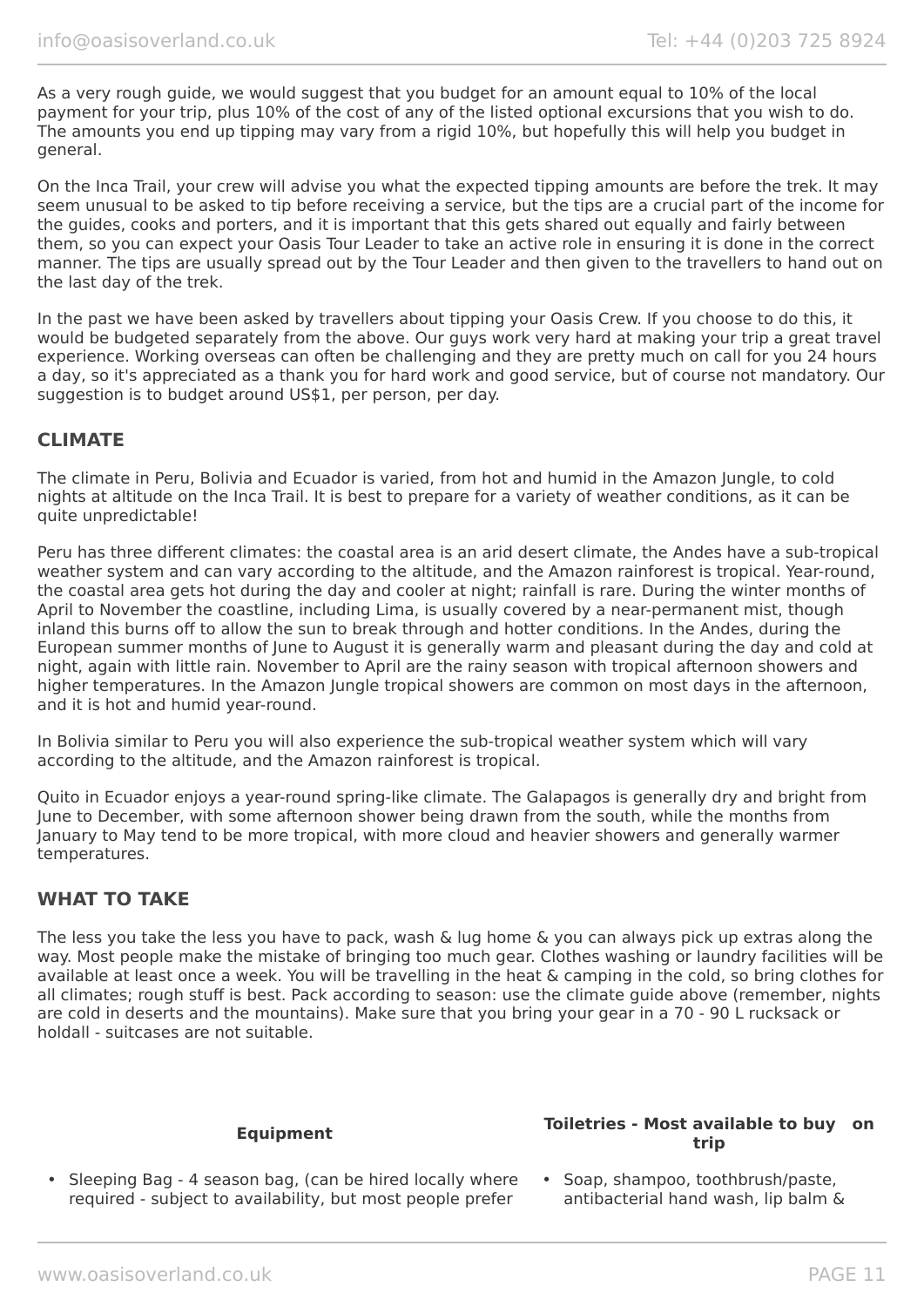As a very rough guide, we would suggest that you budget for an amount equal to 10% of the local payment for your trip, plus 10% of the cost of any of the listed optional excursions that you wish to do. The amounts you end up tipping may vary from a rigid 10%, but hopefully this will help you budget in general.

On the Inca Trail, your crew will advise you what the expected tipping amounts are before the trek. It may seem unusual to be asked to tip before receiving a service, but the tips are a crucial part of the income for the guides, cooks and porters, and it is important that this gets shared out equally and fairly between them, so you can expect your Oasis Tour Leader to take an active role in ensuring it is done in the correct manner. The tips are usually spread out by the Tour Leader and then given to the travellers to hand out on the last day of the trek.

In the past we have been asked by travellers about tipping your Oasis Crew. If you choose to do this, it would be budgeted separately from the above. Our guys work very hard at making your trip a great travel experience. Working overseas can often be challenging and they are pretty much on call for you 24 hours a day, so it's appreciated as a thank you for hard work and good service, but of course not mandatory. Our suggestion is to budget around US$1, per person, per day.

## CLIMATE

The climate in Peru, Bolivia and Ecuador is varied, from hot and humid in the Amazon Jungle, to cold nights at altitude on the Inca Trail. It is best to prepare for a variety of weather conditions, as it can be quite unpredictable!

Peru has three different climates: the coastal area is an arid desert climate, the Andes have a sub-tropical weather system and can vary according to the altitude, and the Amazon rainforest is tropical. Year-round, the coastal area gets hot during the day and cooler at night; rainfall is rare. During the winter months of April to November the coastline, including Lima, is usually covered by a near-permanent mist, though inland this burns off to allow the sun to break through and hotter conditions. In the Andes, during the European summer months of June to August it is generally warm and pleasant during the day and cold at night, again with little rain. November to April are the rainy season with tropical afternoon showers and higher temperatures. In the Amazon Jungle tropical showers are common on most days in the afternoon, and it is hot and humid year-round.

In Bolivia similar to Peru you will also experience the sub-tropical weather system which will vary according to the altitude, and the Amazon rainforest is tropical.

Quito in Ecuador enjoys a year-round spring-like climate. The Galapagos is generally dry and bright from June to December, with some afternoon shower being drawn from the south, while the months from January to May tend to be more tropical, with more cloud and heavier showers and generally warmer temperatures.

## WHAT TO TAKE

The less you take the less you have to pack, wash & lug home & you can always pick up extras along the way. Most people make the mistake of bringing too much gear. Clothes washing or laundry facilities will be available at least once a week. You will be travelling in the heat & camping in the cold, so bring clothes for all climates; rough stuff is best. Pack according to season: use the climate guide above (remember, nights are cold in deserts and the mountains). Make sure that you bring your gear in a 70 - 90 L rucksack or holdall - suitcases are not suitable.

**Equipment**

- Sleeping Bag - 4 season bag, (can be hired locally where required - subject to availability, but most people prefer

**Toiletries - Most available to buy on trip**

- Soap, shampoo, toothbrush/paste, antibacterial hand wash, lip balm &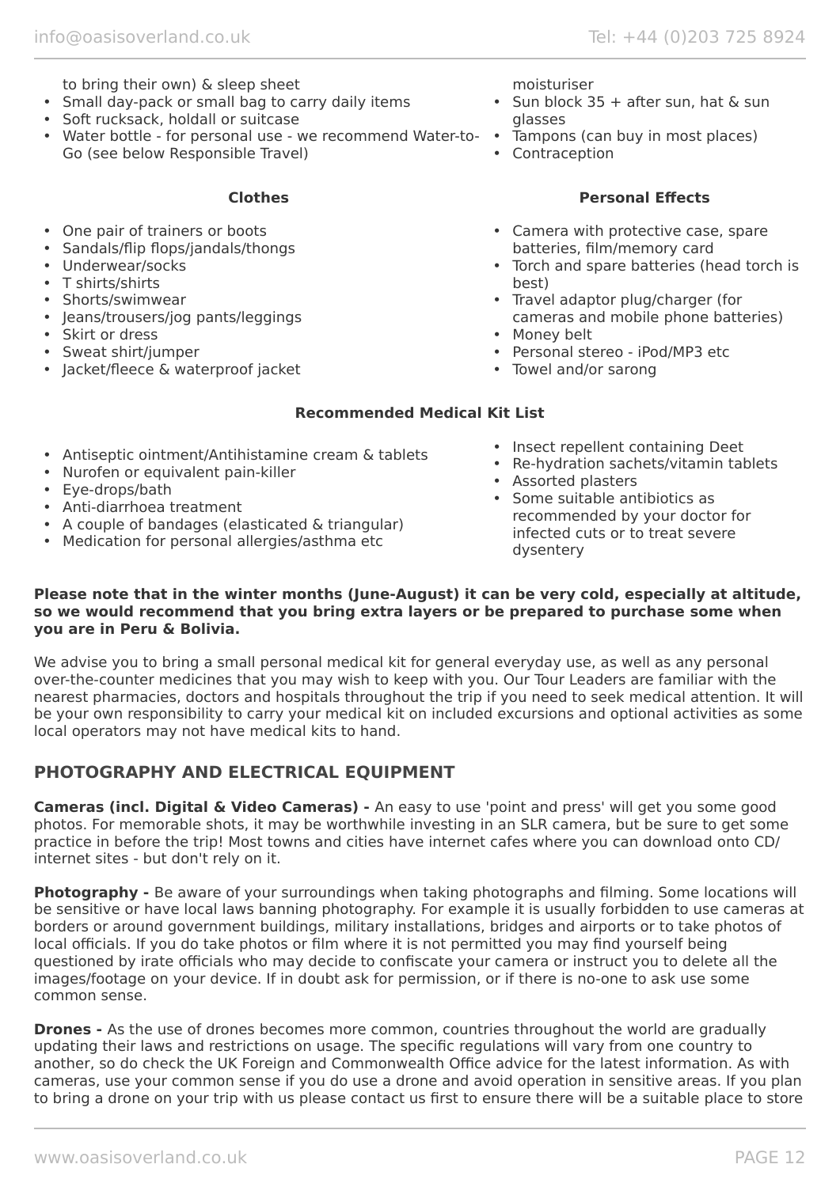to bring their own) & sleep sheet

- Small day-pack or small bag to carry daily items
- Soft rucksack, holdall or suitcase
- Water bottle - for personal use - we recommend Water-to-Go (see below Responsible Travel)

moisturiser

- Sun block 35 + after sun, hat & sun glasses
- Tampons (can buy in most places)
- Contraception

**Clothes**

- One pair of trainers or boots
- Sandals/flip flops/jandals/thongs
- Underwear/socks
- T shirts/shirts
- Shorts/swimwear
- Jeans/trousers/jog pants/leggings
- Skirt or dress
- Sweat shirt/jumper
- Jacket/fleece & waterproof jacket

**Personal Effects**

- Camera with protective case, spare batteries, film/memory card
- Torch and spare batteries (head torch is best)
- Travel adaptor plug/charger (for cameras and mobile phone batteries)
- Money belt
- Personal stereo - iPod/MP3 etc
- Towel and/or sarong

**Recommended Medical Kit List**

- Antiseptic ointment/Antihistamine cream & tablets
- Nurofen or equivalent pain-killer
- Eye-drops/bath
- Anti-diarrhoea treatment
- A couple of bandages (elasticated & triangular)
- Medication for personal allergies/asthma etc
- Insect repellent containing Deet
- Re-hydration sachets/vitamin tablets
- Assorted plasters
- Some suitable antibiotics as recommended by your doctor for infected cuts or to treat severe dysentery

**Please note that in the winter months (June-August) it can be very cold, especially at altitude, so we would recommend that you bring extra layers or be prepared to purchase some when you are in Peru & Bolivia.**

We advise you to bring a small personal medical kit for general everyday use, as well as any personal over-the-counter medicines that you may wish to keep with you. Our Tour Leaders are familiar with the nearest pharmacies, doctors and hospitals throughout the trip if you need to seek medical attention. It will be your own responsibility to carry your medical kit on included excursions and optional activities as some local operators may not have medical kits to hand.

## PHOTOGRAPHY AND ELECTRICAL EQUIPMENT

**Cameras (incl. Digital & Video Cameras) -** An easy to use 'point and press' will get you some good photos. For memorable shots, it may be worthwhile investing in an SLR camera, but be sure to get some practice in before the trip! Most towns and cities have internet cafes where you can download onto CD/ internet sites - but don't rely on it.

**Photography -** Be aware of your surroundings when taking photographs and filming. Some locations will be sensitive or have local laws banning photography. For example it is usually forbidden to use cameras at borders or around government buildings, military installations, bridges and airports or to take photos of local officials. If you do take photos or film where it is not permitted you may find yourself being questioned by irate officials who may decide to confiscate your camera or instruct you to delete all the images/footage on your device. If in doubt ask for permission, or if there is no-one to ask use some common sense.

**Drones -** As the use of drones becomes more common, countries throughout the world are gradually updating their laws and restrictions on usage. The specific regulations will vary from one country to another, so do check the UK Foreign and Commonwealth Office advice for the latest information. As with cameras, use your common sense if you do use a drone and avoid operation in sensitive areas. If you plan to bring a drone on your trip with us please contact us first to ensure there will be a suitable place to store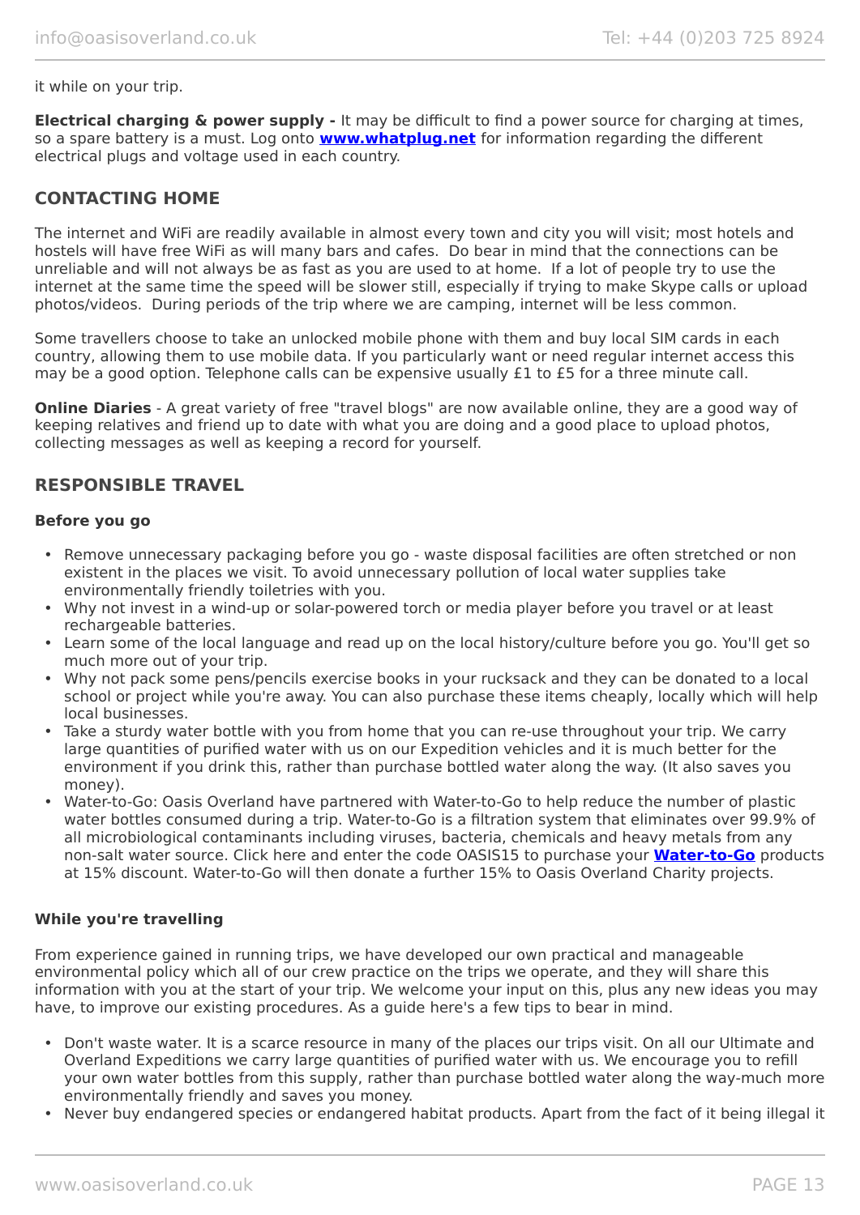it while on your trip.

**Electrical charging & power supply -** It may be difficult to find a power source for charging at times, so a spare battery is a must. Log onto **www.whatplug.net** for information regarding the different electrical plugs and voltage used in each country.

## CONTACTING HOME

The internet and WiFi are readily available in almost every town and city you will visit; most hotels and hostels will have free WiFi as will many bars and cafes. Do bear in mind that the connections can be unreliable and will not always be as fast as you are used to at home. If a lot of people try to use the internet at the same time the speed will be slower still, especially if trying to make Skype calls or upload photos/videos. During periods of the trip where we are camping, internet will be less common.

Some travellers choose to take an unlocked mobile phone with them and buy local SIM cards in each country, allowing them to use mobile data. If you particularly want or need regular internet access this may be a good option. Telephone calls can be expensive usually £1 to £5 for a three minute call.

**Online Diaries** - A great variety of free "travel blogs" are now available online, they are a good way of keeping relatives and friend up to date with what you are doing and a good place to upload photos, collecting messages as well as keeping a record for yourself.

## RESPONSIBLE TRAVEL

### Before you go

- Remove unnecessary packaging before you go - waste disposal facilities are often stretched or non existent in the places we visit. To avoid unnecessary pollution of local water supplies take environmentally friendly toiletries with you.
- Why not invest in a wind-up or solar-powered torch or media player before you travel or at least rechargeable batteries.
- Learn some of the local language and read up on the local history/culture before you go. You'll get so much more out of your trip.
- Why not pack some pens/pencils exercise books in your rucksack and they can be donated to a local school or project while you're away. You can also purchase these items cheaply, locally which will help local businesses.
- Take a sturdy water bottle with you from home that you can re-use throughout your trip. We carry large quantities of purified water with us on our Expedition vehicles and it is much better for the environment if you drink this, rather than purchase bottled water along the way. (It also saves you money).
- Water-to-Go: Oasis Overland have partnered with Water-to-Go to help reduce the number of plastic water bottles consumed during a trip. Water-to-Go is a filtration system that eliminates over 99.9% of all microbiological contaminants including viruses, bacteria, chemicals and heavy metals from any non-salt water source. Click here and enter the code OASIS15 to purchase your **Water-to-Go** products at 15% discount. Water-to-Go will then donate a further 15% to Oasis Overland Charity projects.

### While you're travelling

From experience gained in running trips, we have developed our own practical and manageable environmental policy which all of our crew practice on the trips we operate, and they will share this information with you at the start of your trip. We welcome your input on this, plus any new ideas you may have, to improve our existing procedures. As a guide here's a few tips to bear in mind.

- Don't waste water. It is a scarce resource in many of the places our trips visit. On all our Ultimate and Overland Expeditions we carry large quantities of purified water with us. We encourage you to refill your own water bottles from this supply, rather than purchase bottled water along the way-much more environmentally friendly and saves you money.
- Never buy endangered species or endangered habitat products. Apart from the fact of it being illegal it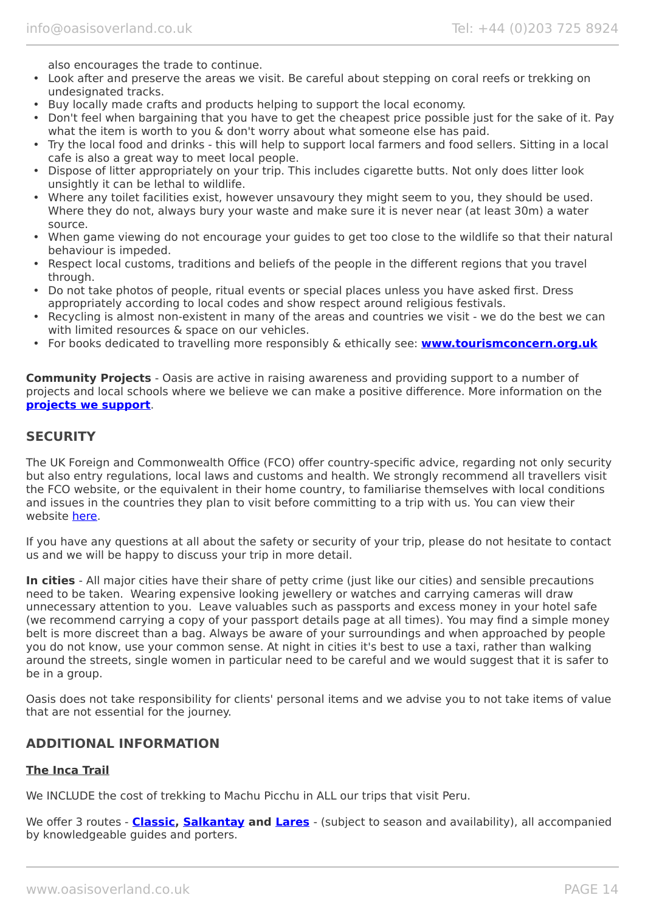also encourages the trade to continue.

- Look after and preserve the areas we visit. Be careful about stepping on coral reefs or trekking on undesignated tracks.
- Buy locally made crafts and products helping to support the local economy.
- Don't feel when bargaining that you have to get the cheapest price possible just for the sake of it. Pay what the item is worth to you & don't worry about what someone else has paid.
- Try the local food and drinks - this will help to support local farmers and food sellers. Sitting in a local cafe is also a great way to meet local people.
- Dispose of litter appropriately on your trip. This includes cigarette butts. Not only does litter look unsightly it can be lethal to wildlife.
- Where any toilet facilities exist, however unsavoury they might seem to you, they should be used. Where they do not, always bury your waste and make sure it is never near (at least 30m) a water source.
- When game viewing do not encourage your guides to get too close to the wildlife so that their natural behaviour is impeded.
- Respect local customs, traditions and beliefs of the people in the different regions that you travel through.
- Do not take photos of people, ritual events or special places unless you have asked first. Dress appropriately according to local codes and show respect around religious festivals.
- Recycling is almost non-existent in many of the areas and countries we visit - we do the best we can with limited resources & space on our vehicles.
- For books dedicated to travelling more responsibly & ethically see: **[www.tourismconcern.org.uk](www.tourismconcern.org.uk)**

**Community Projects** - Oasis are active in raising awareness and providing support to a number of projects and local schools where we believe we can make a positive difference. More information on the **projects we support**.

## SECURITY

The UK Foreign and Commonwealth Office (FCO) offer country-specific advice, regarding not only security but also entry regulations, local laws and customs and health. We strongly recommend all travellers visit the FCO website, or the equivalent in their home country, to familiarise themselves with local conditions and issues in the countries they plan to visit before committing to a trip with us. You can view their website here.

If you have any questions at all about the safety or security of your trip, please do not hesitate to contact us and we will be happy to discuss your trip in more detail.

**In cities** - All major cities have their share of petty crime (just like our cities) and sensible precautions need to be taken. Wearing expensive looking jewellery or watches and carrying cameras will draw unnecessary attention to you. Leave valuables such as passports and excess money in your hotel safe (we recommend carrying a copy of your passport details page at all times). You may find a simple money belt is more discreet than a bag. Always be aware of your surroundings and when approached by people you do not know, use your common sense. At night in cities it's best to use a taxi, rather than walking around the streets, single women in particular need to be careful and we would suggest that it is safer to be in a group.

Oasis does not take responsibility for clients' personal items and we advise you to not take items of value that are not essential for the journey.

## ADDITIONAL INFORMATION

### The Inca Trail

We INCLUDE the cost of trekking to Machu Picchu in ALL our trips that visit Peru.

We offer 3 routes - **Classic, Salkantay and Lares** - (subject to season and availability), all accompanied by knowledgeable guides and porters.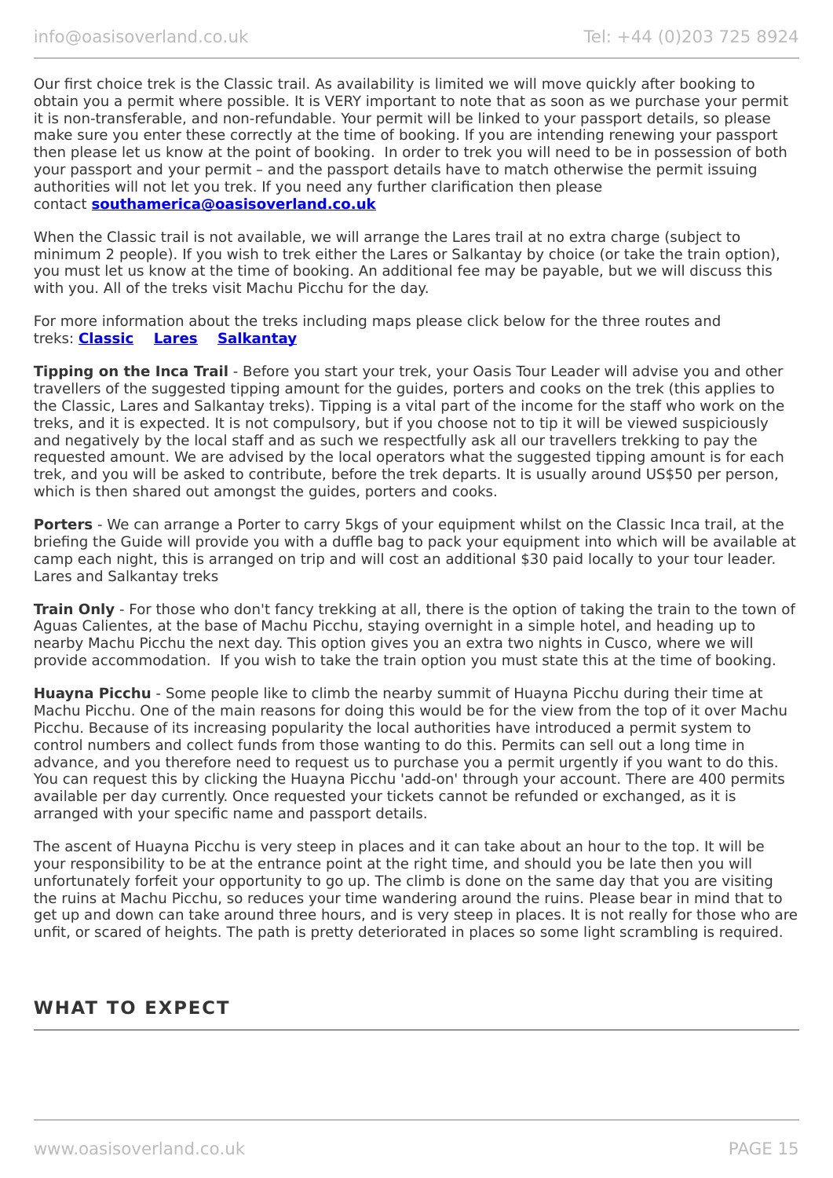Our first choice trek is the Classic trail. As availability is limited we will move quickly after booking to obtain you a permit where possible. It is VERY important to note that as soon as we purchase your permit it is non-transferable, and non-refundable. Your permit will be linked to your passport details, so please make sure you enter these correctly at the time of booking. If you are intending renewing your passport then please let us know at the point of booking. In order to trek you will need to be in possession of both your passport and your permit – and the passport details have to match otherwise the permit issuing authorities will not let you trek. If you need any further clarification then please contact **southamerica@oasisoverland.co.uk**

When the Classic trail is not available, we will arrange the Lares trail at no extra charge (subject to minimum 2 people). If you wish to trek either the Lares or Salkantay by choice (or take the train option), you must let us know at the time of booking. An additional fee may be payable, but we will discuss this with you. All of the treks visit Machu Picchu for the day.

For more information about the treks including maps please click below for the three routes and treks: **Classic** **Lares** **Salkantay**

**Tipping on the Inca Trail** - Before you start your trek, your Oasis Tour Leader will advise you and other travellers of the suggested tipping amount for the guides, porters and cooks on the trek (this applies to the Classic, Lares and Salkantay treks). Tipping is a vital part of the income for the staff who work on the treks, and it is expected. It is not compulsory, but if you choose not to tip it will be viewed suspiciously and negatively by the local staff and as such we respectfully ask all our travellers trekking to pay the requested amount. We are advised by the local operators what the suggested tipping amount is for each trek, and you will be asked to contribute, before the trek departs. It is usually around US$50 per person, which is then shared out amongst the guides, porters and cooks.

**Porters** - We can arrange a Porter to carry 5kgs of your equipment whilst on the Classic Inca trail, at the briefing the Guide will provide you with a duffle bag to pack your equipment into which will be available at camp each night, this is arranged on trip and will cost an additional $30 paid locally to your tour leader. Lares and Salkantay treks

**Train Only** - For those who don't fancy trekking at all, there is the option of taking the train to the town of Aguas Calientes, at the base of Machu Picchu, staying overnight in a simple hotel, and heading up to nearby Machu Picchu the next day. This option gives you an extra two nights in Cusco, where we will provide accommodation. If you wish to take the train option you must state this at the time of booking.

**Huayna Picchu** - Some people like to climb the nearby summit of Huayna Picchu during their time at Machu Picchu. One of the main reasons for doing this would be for the view from the top of it over Machu Picchu. Because of its increasing popularity the local authorities have introduced a permit system to control numbers and collect funds from those wanting to do this. Permits can sell out a long time in advance, and you therefore need to request us to purchase you a permit urgently if you want to do this. You can request this by clicking the Huayna Picchu 'add-on' through your account. There are 400 permits available per day currently. Once requested your tickets cannot be refunded or exchanged, as it is arranged with your specific name and passport details.

The ascent of Huayna Picchu is very steep in places and it can take about an hour to the top. It will be your responsibility to be at the entrance point at the right time, and should you be late then you will unfortunately forfeit your opportunity to go up. The climb is done on the same day that you are visiting the ruins at Machu Picchu, so reduces your time wandering around the ruins. Please bear in mind that to get up and down can take around three hours, and is very steep in places. It is not really for those who are unfit, or scared of heights. The path is pretty deteriorated in places so some light scrambling is required.

## WHAT TO EXPECT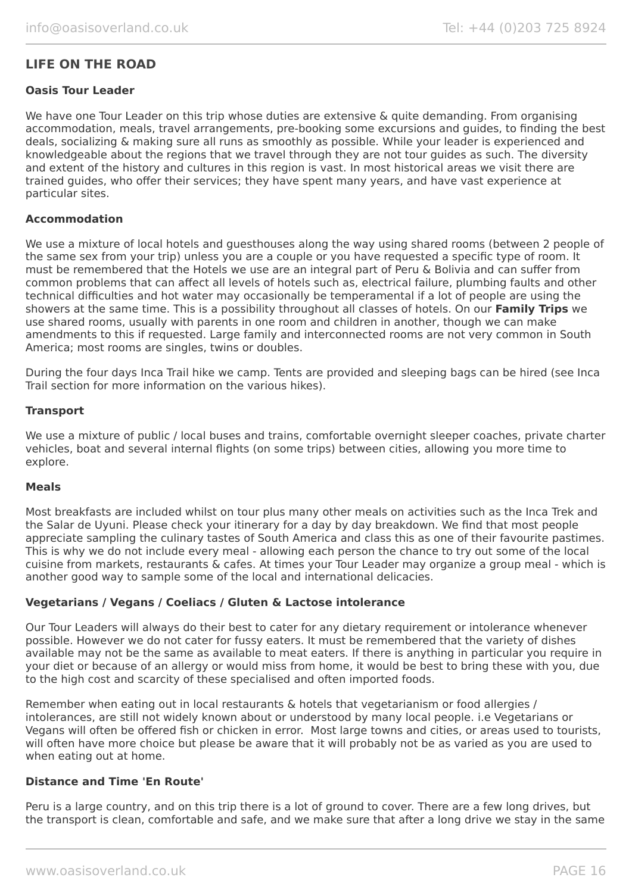## LIFE ON THE ROAD

### Oasis Tour Leader

We have one Tour Leader on this trip whose duties are extensive & quite demanding. From organising accommodation, meals, travel arrangements, pre-booking some excursions and guides, to finding the best deals, socializing & making sure all runs as smoothly as possible. While your leader is experienced and knowledgeable about the regions that we travel through they are not tour guides as such. The diversity and extent of the history and cultures in this region is vast. In most historical areas we visit there are trained guides, who offer their services; they have spent many years, and have vast experience at particular sites.

### Accommodation

We use a mixture of local hotels and guesthouses along the way using shared rooms (between 2 people of the same sex from your trip) unless you are a couple or you have requested a specific type of room. It must be remembered that the Hotels we use are an integral part of Peru & Bolivia and can suffer from common problems that can affect all levels of hotels such as, electrical failure, plumbing faults and other technical difficulties and hot water may occasionally be temperamental if a lot of people are using the showers at the same time. This is a possibility throughout all classes of hotels. On our **Family Trips** we use shared rooms, usually with parents in one room and children in another, though we can make amendments to this if requested. Large family and interconnected rooms are not very common in South America; most rooms are singles, twins or doubles.

During the four days Inca Trail hike we camp. Tents are provided and sleeping bags can be hired (see Inca Trail section for more information on the various hikes).

### Transport

We use a mixture of public / local buses and trains, comfortable overnight sleeper coaches, private charter vehicles, boat and several internal flights (on some trips) between cities, allowing you more time to explore.

### Meals

Most breakfasts are included whilst on tour plus many other meals on activities such as the Inca Trek and the Salar de Uyuni. Please check your itinerary for a day by day breakdown. We find that most people appreciate sampling the culinary tastes of South America and class this as one of their favourite pastimes. This is why we do not include every meal - allowing each person the chance to try out some of the local cuisine from markets, restaurants & cafes. At times your Tour Leader may organize a group meal - which is another good way to sample some of the local and international delicacies.

### Vegetarians / Vegans / Coeliacs / Gluten & Lactose intolerance

Our Tour Leaders will always do their best to cater for any dietary requirement or intolerance whenever possible. However we do not cater for fussy eaters. It must be remembered that the variety of dishes available may not be the same as available to meat eaters. If there is anything in particular you require in your diet or because of an allergy or would miss from home, it would be best to bring these with you, due to the high cost and scarcity of these specialised and often imported foods.

Remember when eating out in local restaurants & hotels that vegetarianism or food allergies / intolerances, are still not widely known about or understood by many local people. i.e Vegetarians or Vegans will often be offered fish or chicken in error. Most large towns and cities, or areas used to tourists, will often have more choice but please be aware that it will probably not be as varied as you are used to when eating out at home.

### Distance and Time 'En Route'

Peru is a large country, and on this trip there is a lot of ground to cover. There are a few long drives, but the transport is clean, comfortable and safe, and we make sure that after a long drive we stay in the same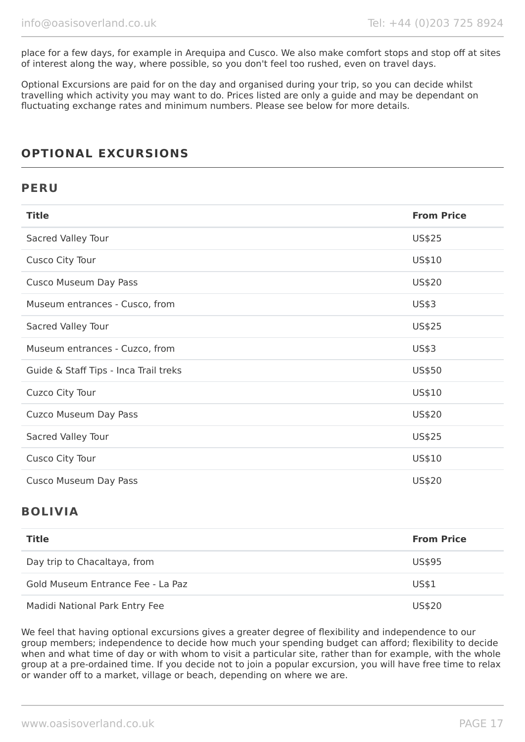place for a few days, for example in Arequipa and Cusco. We also make comfort stops and stop off at sites of interest along the way, where possible, so you don't feel too rushed, even on travel days.

Optional Excursions are paid for on the day and organised during your trip, so you can decide whilst travelling which activity you may want to do. Prices listed are only a guide and may be dependant on fluctuating exchange rates and minimum numbers. Please see below for more details.

## OPTIONAL EXCURSIONS

### PERU

| Title | From Price |
| --- | --- |
| Sacred Valley Tour | US$25 |
| Cusco City Tour | US$10 |
| Cusco Museum Day Pass | US$20 |
| Museum entrances - Cusco, from | US$3 |
| Sacred Valley Tour | US$25 |
| Museum entrances - Cuzco, from | US$3 |
| Guide & Staff Tips - Inca Trail treks | US$50 |
| Cuzco City Tour | US$10 |
| Cuzco Museum Day Pass | US$20 |
| Sacred Valley Tour | US$25 |
| Cusco City Tour | US$10 |
| Cusco Museum Day Pass | US$20 |

### BOLIVIA

| Title | From Price |
| --- | --- |
| Day trip to Chacaltaya, from | US$95 |
| Gold Museum Entrance Fee - La Paz | US$1 |
| Madidi National Park Entry Fee | US$20 |

We feel that having optional excursions gives a greater degree of flexibility and independence to our group members; independence to decide how much your spending budget can afford; flexibility to decide when and what time of day or with whom to visit a particular site, rather than for example, with the whole group at a pre-ordained time. If you decide not to join a popular excursion, you will have free time to relax or wander off to a market, village or beach, depending on where we are.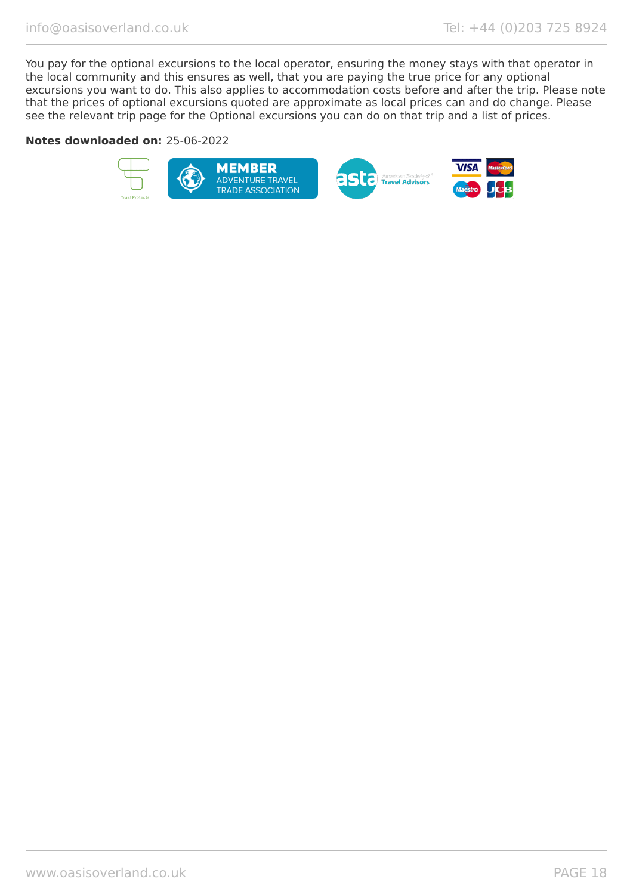You pay for the optional excursions to the local operator, ensuring the money stays with that operator in the local community and this ensures as well, that you are paying the true price for any optional excursions you want to do. This also applies to accommodation costs before and after the trip. Please note that the prices of optional excursions quoted are approximate as local prices can and do change. Please see the relevant trip page for the Optional excursions you can do on that trip and a list of prices.

**Notes downloaded on:** 25-06-2022